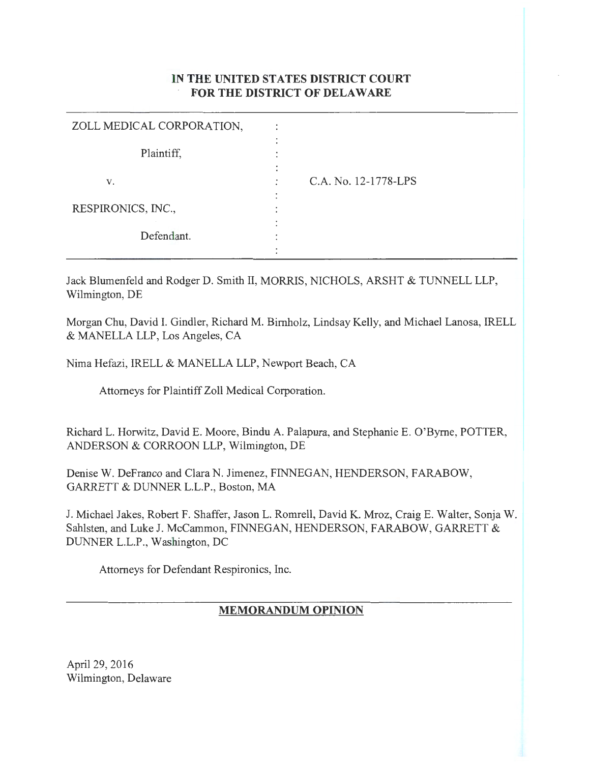**IN THE UNITED STATES DISTRICT COURT**
**FOR THE DISTRICT OF DELAWARE**

| | | |
|---|---|---|
| ZOLL MEDICAL CORPORATION, | : | |
| Plaintiff, | : | |
| v. | : | C.A. No. 12-1778-LPS |
| RESPIRONICS, INC., | : | |
| Defendant. | : | |

Jack Blumenfeld and Rodger D. Smith II, MORRIS, NICHOLS, ARSHT & TUNNELL LLP, Wilmington, DE

Morgan Chu, David I. Gindler, Richard M. Birnholz, Lindsay Kelly, and Michael Lanosa, IRELL & MANELLA LLP, Los Angeles, CA

Nima Hefazi, IRELL & MANELLA LLP, Newport Beach, CA

Attorneys for Plaintiff Zoll Medical Corporation.

Richard L. Horwitz, David E. Moore, Bindu A. Palapura, and Stephanie E. O'Byrne, POTTER, ANDERSON & CORROON LLP, Wilmington, DE

Denise W. DeFranco and Clara N. Jimenez, FINNEGAN, HENDERSON, FARABOW, GARRETT & DUNNER L.L.P., Boston, MA

J. Michael Jakes, Robert F. Shaffer, Jason L. Romrell, David K. Mroz, Craig E. Walter, Sonja W. Sahlsten, and Luke J. McCammon, FINNEGAN, HENDERSON, FARABOW, GARRETT & DUNNER L.L.P., Washington, DC

Attorneys for Defendant Respironics, Inc.

## MEMORANDUM OPINION

April 29, 2016
Wilmington, Delaware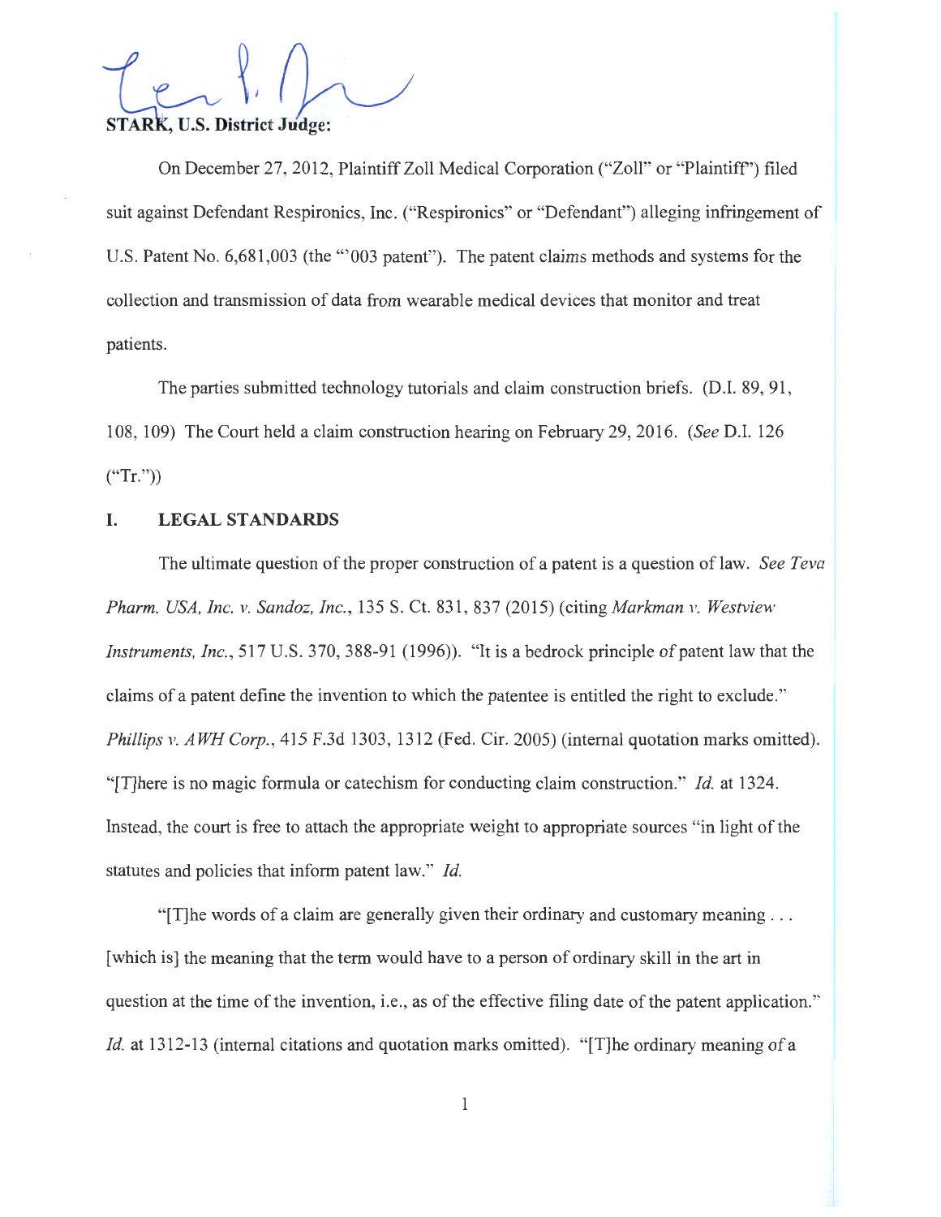**STARK, U.S. District Judge:**

On December 27, 2012, Plaintiff Zoll Medical Corporation ("Zoll" or "Plaintiff") filed suit against Defendant Respironics, Inc. ("Respironics" or "Defendant") alleging infringement of U.S. Patent No. 6,681,003 (the "'003 patent"). The patent claims methods and systems for the collection and transmission of data from wearable medical devices that monitor and treat patients.

The parties submitted technology tutorials and claim construction briefs. (D.I. 89, 91, 108, 109) The Court held a claim construction hearing on February 29, 2016. (*See* D.I. 126 ("Tr."))

## I. LEGAL STANDARDS

The ultimate question of the proper construction of a patent is a question of law. *See Teva Pharm. USA, Inc. v. Sandoz, Inc.*, 135 S. Ct. 831, 837 (2015) (citing *Markman v. Westview Instruments, Inc.*, 517 U.S. 370, 388-91 (1996)). "It is a bedrock principle of patent law that the claims of a patent define the invention to which the patentee is entitled the right to exclude." *Phillips v. AWH Corp.*, 415 F.3d 1303, 1312 (Fed. Cir. 2005) (internal quotation marks omitted). "[T]here is no magic formula or catechism for conducting claim construction." *Id.* at 1324. Instead, the court is free to attach the appropriate weight to appropriate sources "in light of the statutes and policies that inform patent law." *Id.*

"[T]he words of a claim are generally given their ordinary and customary meaning . . . [which is] the meaning that the term would have to a person of ordinary skill in the art in question at the time of the invention, i.e., as of the effective filing date of the patent application." *Id.* at 1312-13 (internal citations and quotation marks omitted). "[T]he ordinary meaning of a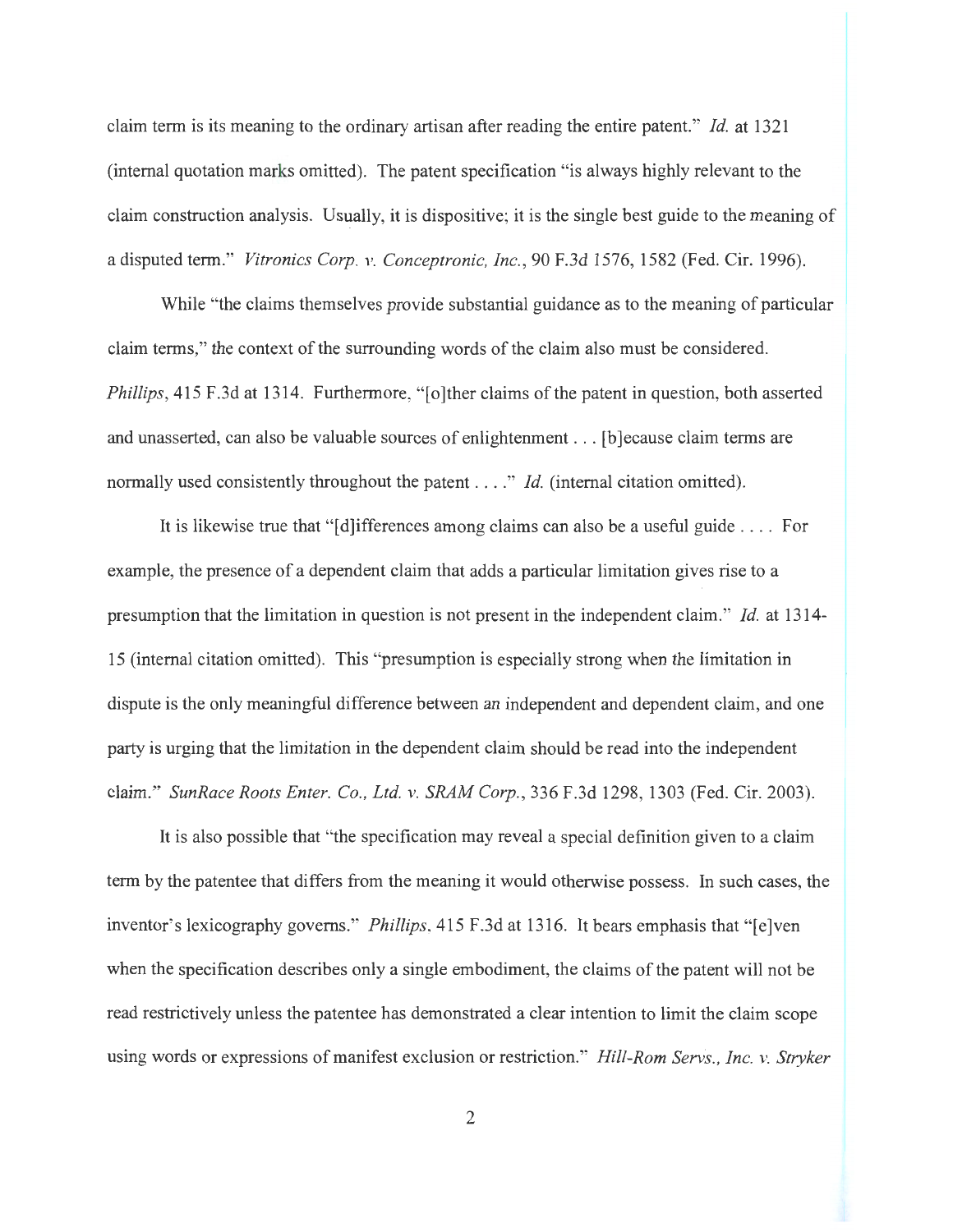claim term is its meaning to the ordinary artisan after reading the entire patent." *Id.* at 1321 (internal quotation marks omitted). The patent specification "is always highly relevant to the claim construction analysis. Usually, it is dispositive; it is the single best guide to the meaning of a disputed term." *Vitronics Corp. v. Conceptronic, Inc.*, 90 F.3d 1576, 1582 (Fed. Cir. 1996).

While "the claims themselves provide substantial guidance as to the meaning of particular claim terms," the context of the surrounding words of the claim also must be considered. *Phillips*, 415 F.3d at 1314. Furthermore, "[o]ther claims of the patent in question, both asserted and unasserted, can also be valuable sources of enlightenment . . . [b]ecause claim terms are normally used consistently throughout the patent . . . ." *Id.* (internal citation omitted).

It is likewise true that "[d]ifferences among claims can also be a useful guide . . . . For example, the presence of a dependent claim that adds a particular limitation gives rise to a presumption that the limitation in question is not present in the independent claim." *Id.* at 1314-15 (internal citation omitted). This "presumption is especially strong when the limitation in dispute is the only meaningful difference between an independent and dependent claim, and one party is urging that the limitation in the dependent claim should be read into the independent claim." *SunRace Roots Enter. Co., Ltd. v. SRAM Corp.*, 336 F.3d 1298, 1303 (Fed. Cir. 2003).

It is also possible that "the specification may reveal a special definition given to a claim term by the patentee that differs from the meaning it would otherwise possess. In such cases, the inventor's lexicography governs." *Phillips*, 415 F.3d at 1316. It bears emphasis that "[e]ven when the specification describes only a single embodiment, the claims of the patent will not be read restrictively unless the patentee has demonstrated a clear intention to limit the claim scope using words or expressions of manifest exclusion or restriction." *Hill-Rom Servs., Inc. v. Stryker*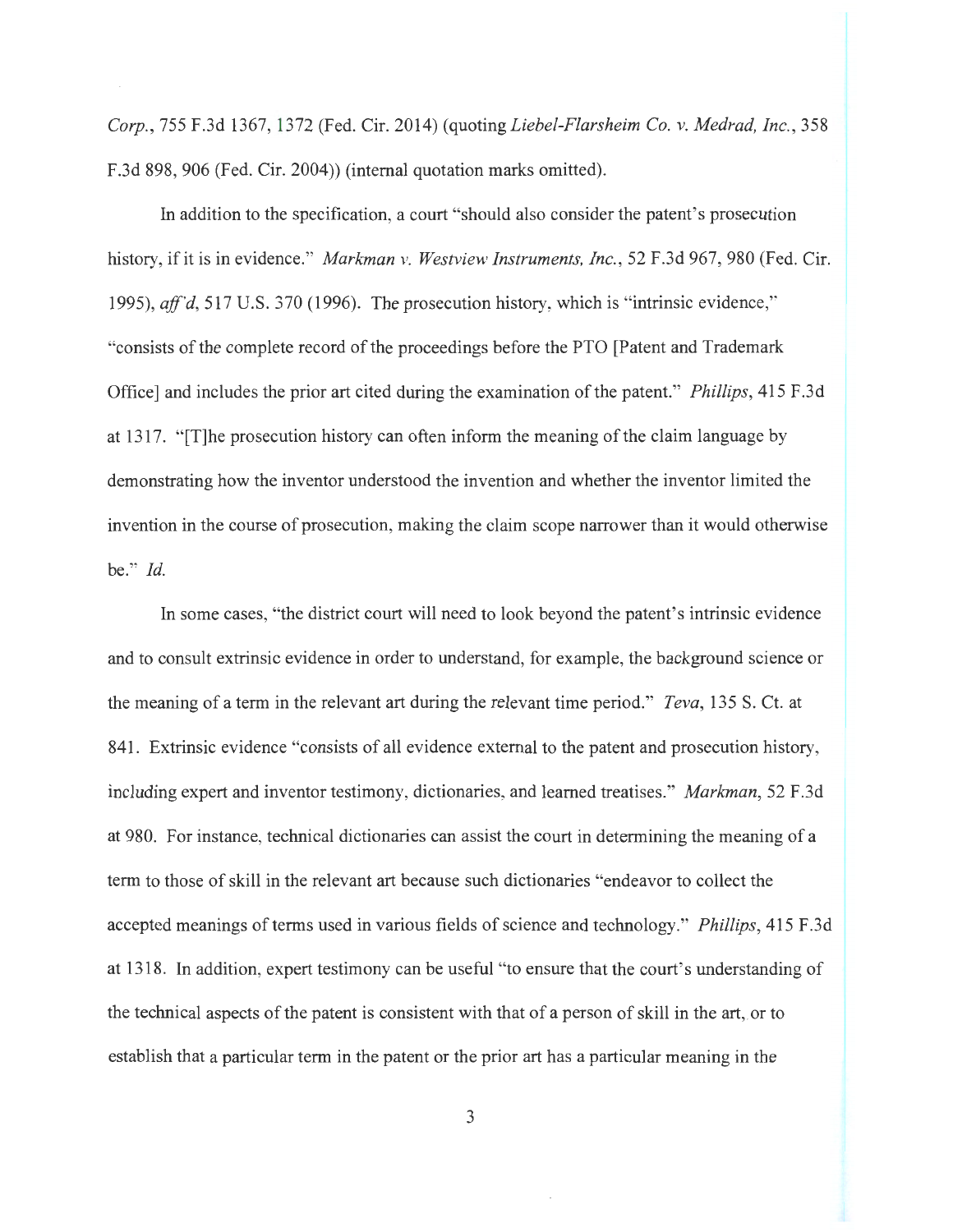*Corp.*, 755 F.3d 1367, 1372 (Fed. Cir. 2014) (quoting *Liebel-Flarsheim Co. v. Medrad, Inc.*, 358 F.3d 898, 906 (Fed. Cir. 2004)) (internal quotation marks omitted).

In addition to the specification, a court "should also consider the patent's prosecution history, if it is in evidence." *Markman v. Westview Instruments, Inc.*, 52 F.3d 967, 980 (Fed. Cir. 1995), *aff'd*, 517 U.S. 370 (1996). The prosecution history, which is "intrinsic evidence," "consists of the complete record of the proceedings before the PTO [Patent and Trademark Office] and includes the prior art cited during the examination of the patent." *Phillips*, 415 F.3d at 1317. "[T]he prosecution history can often inform the meaning of the claim language by demonstrating how the inventor understood the invention and whether the inventor limited the invention in the course of prosecution, making the claim scope narrower than it would otherwise be." *Id.*

In some cases, "the district court will need to look beyond the patent's intrinsic evidence and to consult extrinsic evidence in order to understand, for example, the background science or the meaning of a term in the relevant art during the relevant time period." *Teva*, 135 S. Ct. at 841. Extrinsic evidence "consists of all evidence external to the patent and prosecution history, including expert and inventor testimony, dictionaries, and learned treatises." *Markman*, 52 F.3d at 980. For instance, technical dictionaries can assist the court in determining the meaning of a term to those of skill in the relevant art because such dictionaries "endeavor to collect the accepted meanings of terms used in various fields of science and technology." *Phillips*, 415 F.3d at 1318. In addition, expert testimony can be useful "to ensure that the court's understanding of the technical aspects of the patent is consistent with that of a person of skill in the art, or to establish that a particular term in the patent or the prior art has a particular meaning in the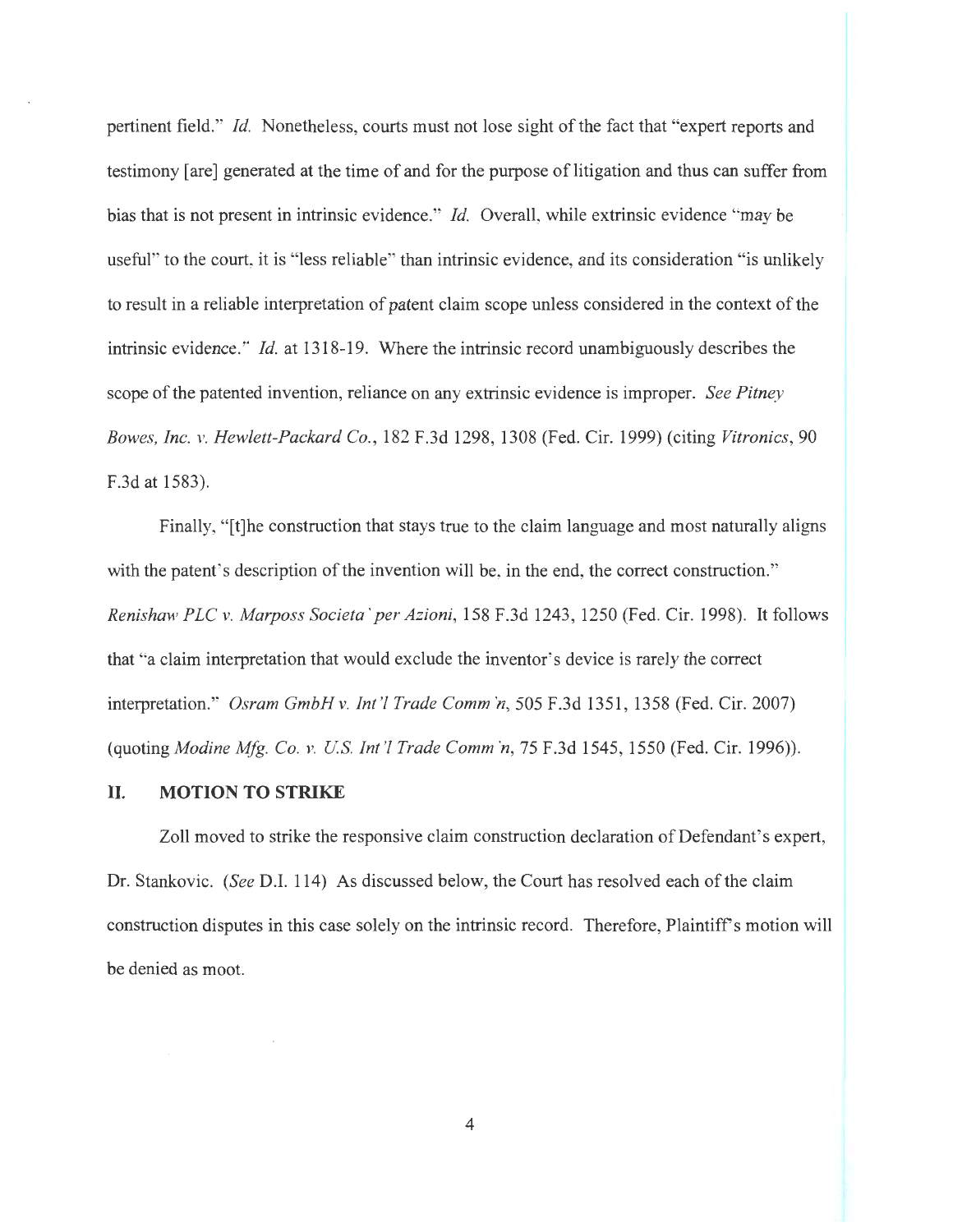pertinent field." *Id.* Nonetheless, courts must not lose sight of the fact that "expert reports and testimony [are] generated at the time of and for the purpose of litigation and thus can suffer from bias that is not present in intrinsic evidence." *Id.* Overall, while extrinsic evidence "may be useful" to the court, it is "less reliable" than intrinsic evidence, and its consideration "is unlikely to result in a reliable interpretation of patent claim scope unless considered in the context of the intrinsic evidence." *Id.* at 1318-19. Where the intrinsic record unambiguously describes the scope of the patented invention, reliance on any extrinsic evidence is improper. *See Pitney Bowes, Inc. v. Hewlett-Packard Co.*, 182 F.3d 1298, 1308 (Fed. Cir. 1999) (citing *Vitronics*, 90 F.3d at 1583).

Finally, "[t]he construction that stays true to the claim language and most naturally aligns with the patent's description of the invention will be, in the end, the correct construction." *Renishaw PLC v. Marposs Societa' per Azioni*, 158 F.3d 1243, 1250 (Fed. Cir. 1998). It follows that "a claim interpretation that would exclude the inventor's device is rarely the correct interpretation." *Osram GmbH v. Int'l Trade Comm'n*, 505 F.3d 1351, 1358 (Fed. Cir. 2007) (quoting *Modine Mfg. Co. v. U.S. Int'l Trade Comm'n*, 75 F.3d 1545, 1550 (Fed. Cir. 1996)).

## II. MOTION TO STRIKE

Zoll moved to strike the responsive claim construction declaration of Defendant's expert, Dr. Stankovic. (*See* D.I. 114) As discussed below, the Court has resolved each of the claim construction disputes in this case solely on the intrinsic record. Therefore, Plaintiff's motion will be denied as moot.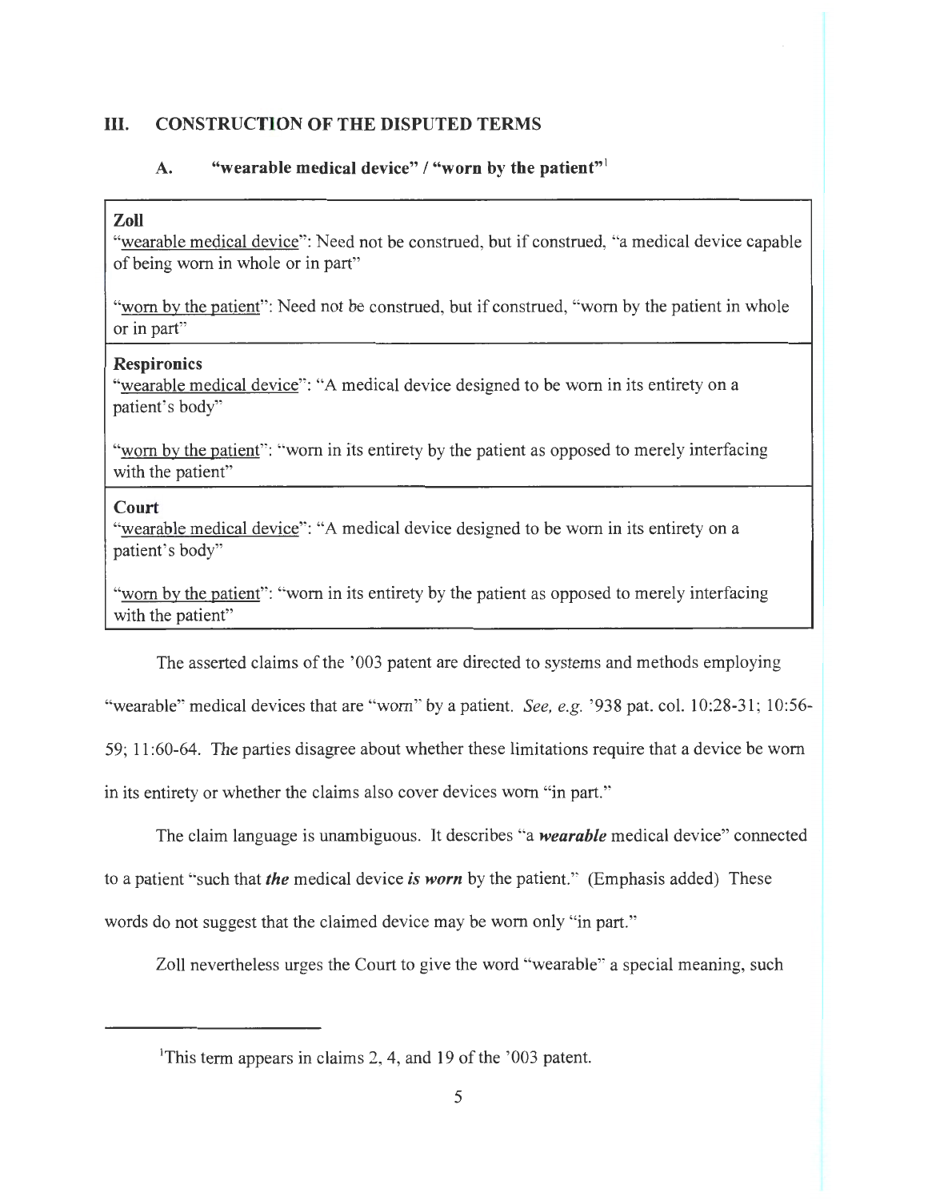## III. CONSTRUCTION OF THE DISPUTED TERMS

### A. "wearable medical device" / "worn by the patient"[1]

| |
|---|
| **Zoll**<br><br><u>"wearable medical device"</u>: Need not be construed, but if construed, "a medical device capable of being worn in whole or in part"<br><br><u>"worn by the patient"</u>: Need not be construed, but if construed, "worn by the patient in whole or in part" |
| **Respironics**<br><br><u>"wearable medical device"</u>: "A medical device designed to be worn in its entirety on a patient's body"<br><br><u>"worn by the patient"</u>: "worn in its entirety by the patient as opposed to merely interfacing with the patient" |
| **Court**<br><br><u>"wearable medical device"</u>: "A medical device designed to be worn in its entirety on a patient's body"<br><br><u>"worn by the patient"</u>: "worn in its entirety by the patient as opposed to merely interfacing with the patient" |

The asserted claims of the '003 patent are directed to systems and methods employing "wearable" medical devices that are "worn" by a patient. *See, e.g.* '938 pat. col. 10:28-31; 10:56-59; 11:60-64. The parties disagree about whether these limitations require that a device be worn in its entirety or whether the claims also cover devices worn "in part."

The claim language is unambiguous. It describes "a ***wearable*** medical device" connected to a patient "such that ***the*** medical device ***is worn*** by the patient." (Emphasis added) These words do not suggest that the claimed device may be worn only "in part."

Zoll nevertheless urges the Court to give the word "wearable" a special meaning, such

---

[1] This term appears in claims 2, 4, and 19 of the '003 patent.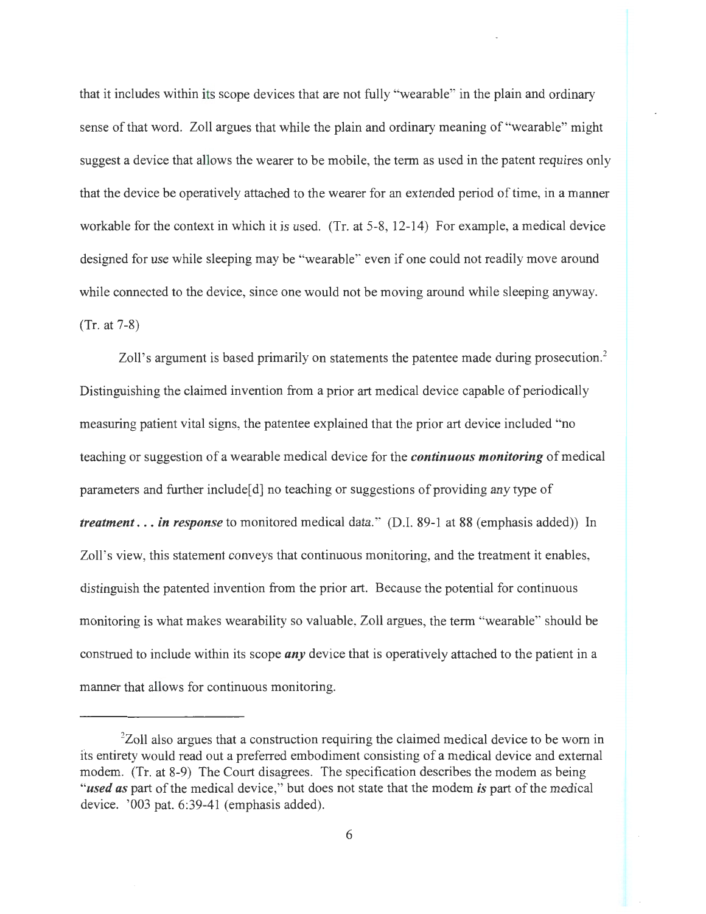that it includes within its scope devices that are not fully "wearable" in the plain and ordinary sense of that word. Zoll argues that while the plain and ordinary meaning of "wearable" might suggest a device that allows the wearer to be mobile, the term as used in the patent requires only that the device be operatively attached to the wearer for an extended period of time, in a manner workable for the context in which it is used. (Tr. at 5-8, 12-14) For example, a medical device designed for use while sleeping may be "wearable" even if one could not readily move around while connected to the device, since one would not be moving around while sleeping anyway. (Tr. at 7-8)

Zoll's argument is based primarily on statements the patentee made during prosecution.[2] Distinguishing the claimed invention from a prior art medical device capable of periodically measuring patient vital signs, the patentee explained that the prior art device included "no teaching or suggestion of a wearable medical device for the ***continuous monitoring*** of medical parameters and further include[d] no teaching or suggestions of providing any type of ***treatment . . . in response*** to monitored medical data." (D.I. 89-1 at 88 (emphasis added)) In Zoll's view, this statement conveys that continuous monitoring, and the treatment it enables, distinguish the patented invention from the prior art. Because the potential for continuous monitoring is what makes wearability so valuable, Zoll argues, the term "wearable" should be construed to include within its scope ***any*** device that is operatively attached to the patient in a manner that allows for continuous monitoring.

---

[2]Zoll also argues that a construction requiring the claimed medical device to be worn in its entirety would read out a preferred embodiment consisting of a medical device and external modem. (Tr. at 8-9) The Court disagrees. The specification describes the modem as being "***used as*** part of the medical device," but does not state that the modem ***is*** part of the medical device. '003 pat. 6:39-41 (emphasis added).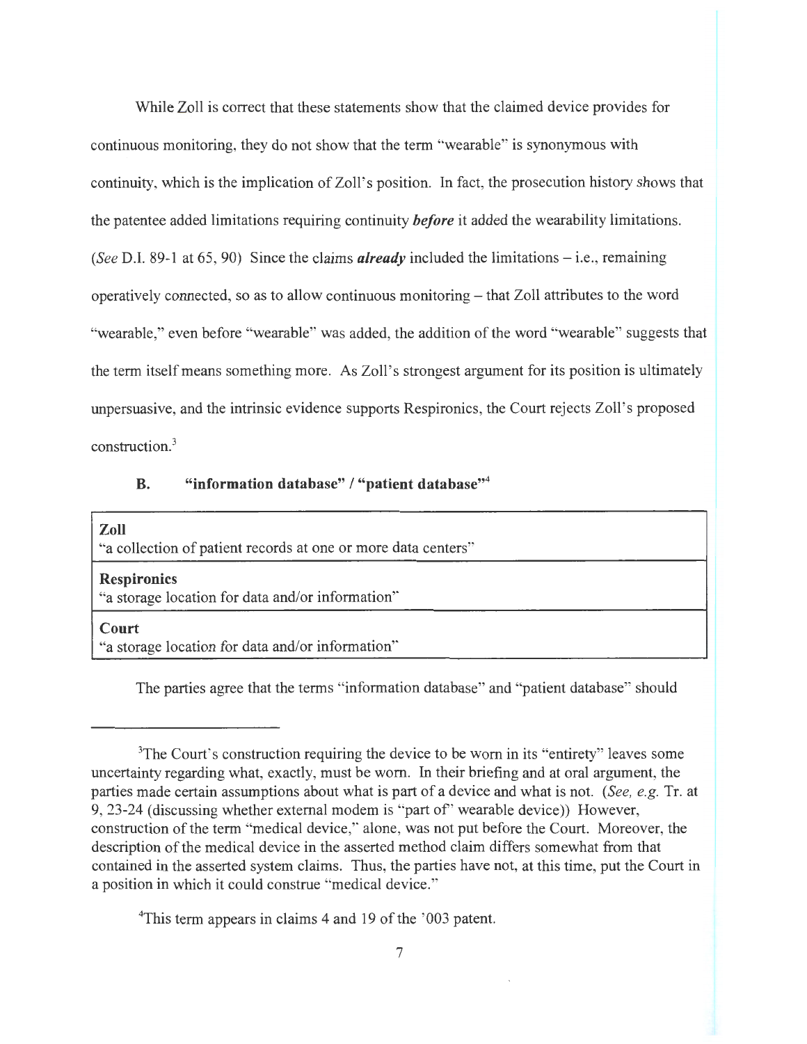While Zoll is correct that these statements show that the claimed device provides for continuous monitoring, they do not show that the term "wearable" is synonymous with continuity, which is the implication of Zoll's position. In fact, the prosecution history shows that the patentee added limitations requiring continuity ***before*** it added the wearability limitations. (*See* D.I. 89-1 at 65, 90) Since the claims ***already*** included the limitations – i.e., remaining operatively connected, so as to allow continuous monitoring – that Zoll attributes to the word "wearable," even before "wearable" was added, the addition of the word "wearable" suggests that the term itself means something more. As Zoll's strongest argument for its position is ultimately unpersuasive, and the intrinsic evidence supports Respironics, the Court rejects Zoll's proposed construction.[3]

### B. "information database" / "patient database"[4]

| **Zoll** |
|---|
| "a collection of patient records at one or more data centers" |
| **Respironics** |
| "a storage location for data and/or information" |
| **Court** |
| "a storage location for data and/or information" |

The parties agree that the terms "information database" and "patient database" should

---

[3]The Court's construction requiring the device to be worn in its "entirety" leaves some uncertainty regarding what, exactly, must be worn. In their briefing and at oral argument, the parties made certain assumptions about what is part of a device and what is not. (*See, e.g.* Tr. at 9, 23-24 (discussing whether external modem is "part of" wearable device)) However, construction of the term "medical device," alone, was not put before the Court. Moreover, the description of the medical device in the asserted method claim differs somewhat from that contained in the asserted system claims. Thus, the parties have not, at this time, put the Court in a position in which it could construe "medical device."

[4]This term appears in claims 4 and 19 of the '003 patent.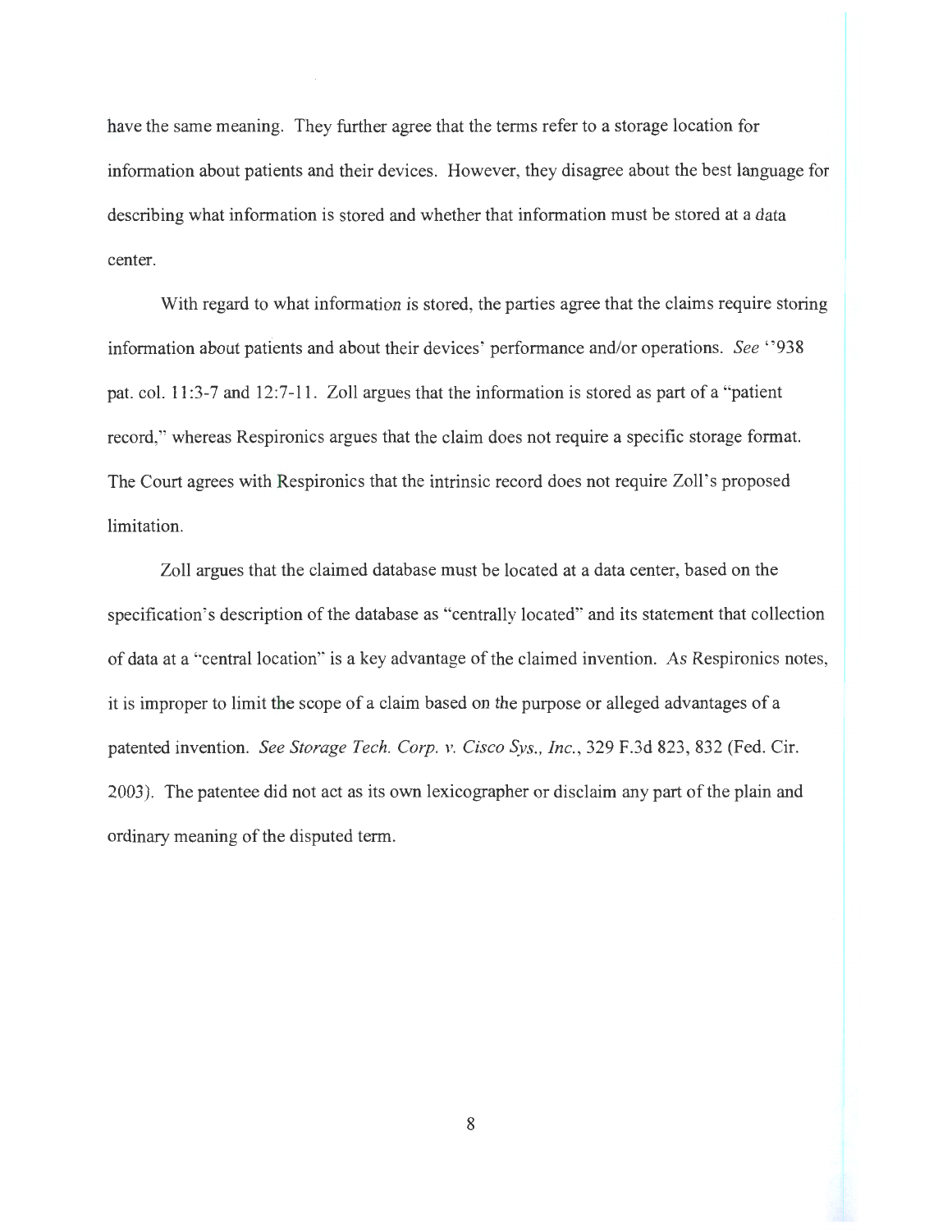have the same meaning. They further agree that the terms refer to a storage location for information about patients and their devices. However, they disagree about the best language for describing what information is stored and whether that information must be stored at a data center.

With regard to what information is stored, the parties agree that the claims require storing information about patients and about their devices' performance and/or operations. *See* '938 pat. col. 11:3-7 and 12:7-11. Zoll argues that the information is stored as part of a "patient record," whereas Respironics argues that the claim does not require a specific storage format. The Court agrees with Respironics that the intrinsic record does not require Zoll's proposed limitation.

Zoll argues that the claimed database must be located at a data center, based on the specification's description of the database as "centrally located" and its statement that collection of data at a "central location" is a key advantage of the claimed invention. As Respironics notes, it is improper to limit the scope of a claim based on the purpose or alleged advantages of a patented invention. *See Storage Tech. Corp. v. Cisco Sys., Inc.*, 329 F.3d 823, 832 (Fed. Cir. 2003). The patentee did not act as its own lexicographer or disclaim any part of the plain and ordinary meaning of the disputed term.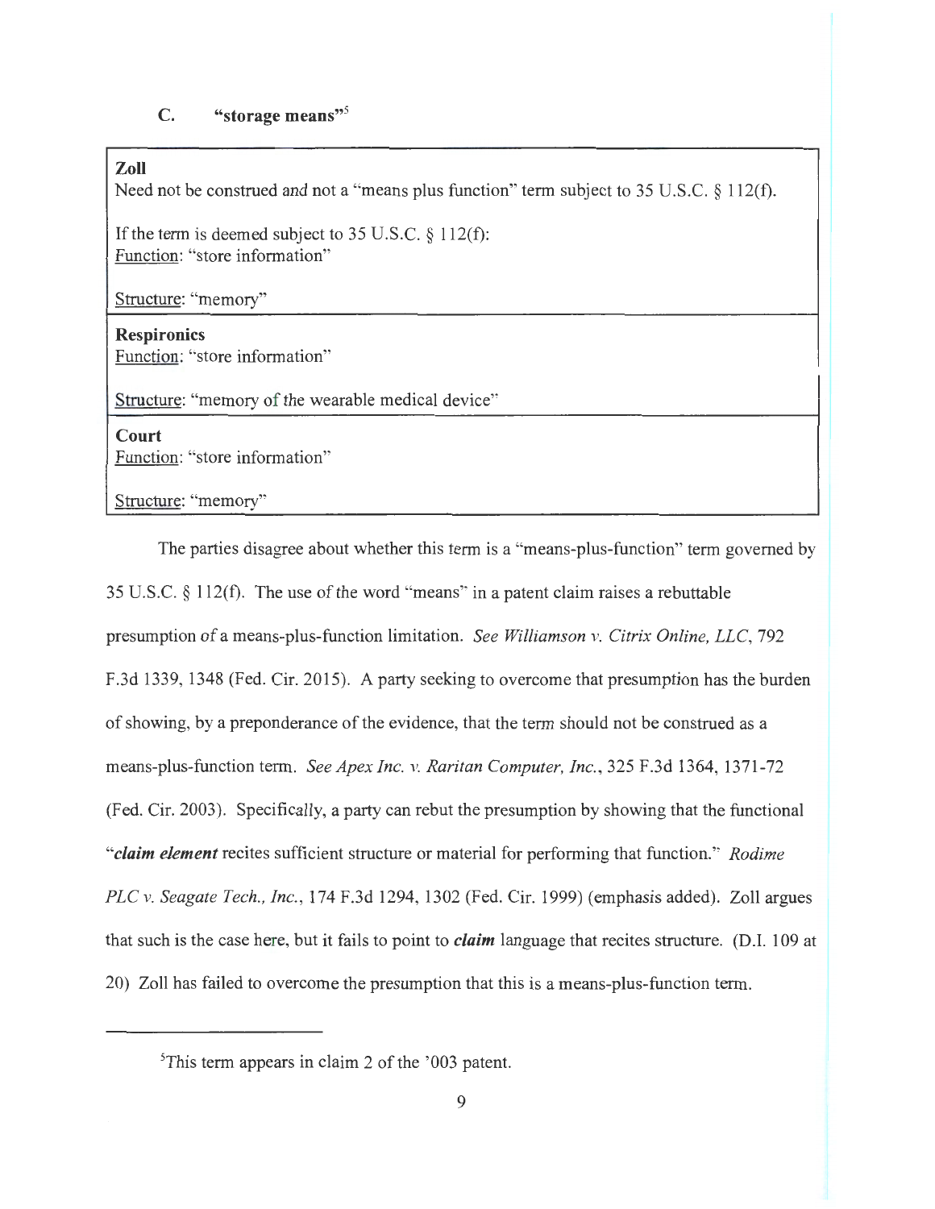### C. "storage means"[5]

| |
|---|
| **Zoll**<br>Need not be construed and not a "means plus function" term subject to 35 U.S.C. § 112(f).<br><br>If the term is deemed subject to 35 U.S.C. § 112(f):<br><u>Function</u>: "store information"<br><br><u>Structure</u>: "memory" |
| **Respironics**<br><u>Function</u>: "store information"<br><br><u>Structure</u>: "memory of the wearable medical device" |
| **Court**<br><u>Function</u>: "store information"<br><br><u>Structure</u>: "memory" |

The parties disagree about whether this term is a "means-plus-function" term governed by 35 U.S.C. § 112(f). The use of the word "means" in a patent claim raises a rebuttable presumption of a means-plus-function limitation. *See Williamson v. Citrix Online, LLC*, 792 F.3d 1339, 1348 (Fed. Cir. 2015). A party seeking to overcome that presumption has the burden of showing, by a preponderance of the evidence, that the term should not be construed as a means-plus-function term. *See Apex Inc. v. Raritan Computer, Inc.*, 325 F.3d 1364, 1371-72 (Fed. Cir. 2003). Specifically, a party can rebut the presumption by showing that the functional "***claim element*** recites sufficient structure or material for performing that function." *Rodime PLC v. Seagate Tech., Inc.*, 174 F.3d 1294, 1302 (Fed. Cir. 1999) (emphasis added). Zoll argues that such is the case here, but it fails to point to ***claim*** language that recites structure. (D.I. 109 at 20) Zoll has failed to overcome the presumption that this is a means-plus-function term.

---

[5]This term appears in claim 2 of the '003 patent.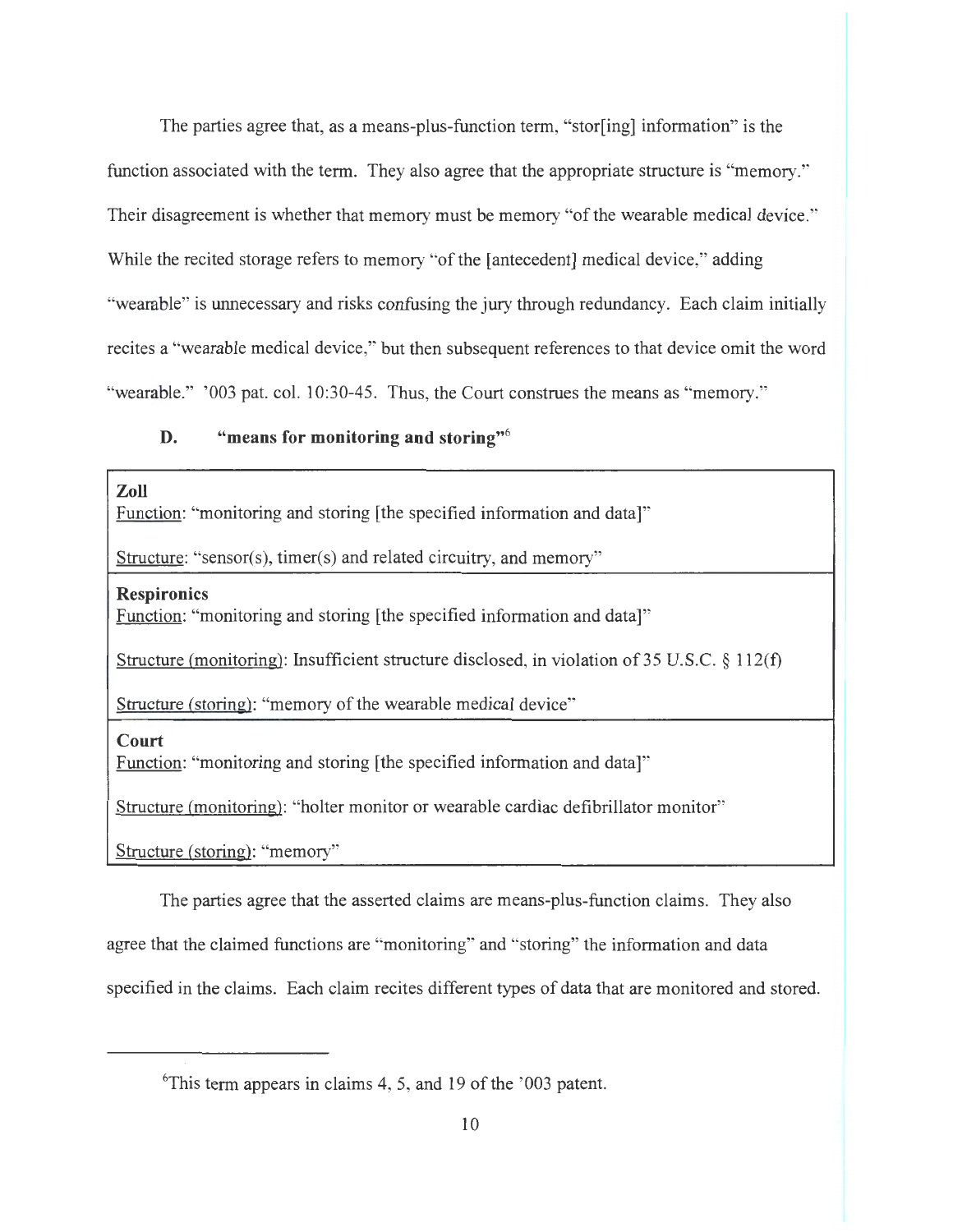The parties agree that, as a means-plus-function term, "stor[ing] information" is the function associated with the term. They also agree that the appropriate structure is "memory." Their disagreement is whether that memory must be memory "of the wearable medical device." While the recited storage refers to memory "of the [antecedent] medical device," adding "wearable" is unnecessary and risks confusing the jury through redundancy. Each claim initially recites a "wearable medical device," but then subsequent references to that device omit the word "wearable." '003 pat. col. 10:30-45. Thus, the Court construes the means as "memory."

### D. "means for monitoring and storing"[6]

| |
|---|
| **Zoll**<br>Function: "monitoring and storing [the specified information and data]"<br><br>Structure: "sensor(s), timer(s) and related circuitry, and memory" |
| **Respironics**<br>Function: "monitoring and storing [the specified information and data]"<br><br>Structure (monitoring): Insufficient structure disclosed, in violation of 35 U.S.C. § 112(f)<br><br>Structure (storing): "memory of the wearable medical device" |
| **Court**<br>Function: "monitoring and storing [the specified information and data]"<br><br>Structure (monitoring): "holter monitor or wearable cardiac defibrillator monitor"<br><br>Structure (storing): "memory" |

The parties agree that the asserted claims are means-plus-function claims. They also agree that the claimed functions are "monitoring" and "storing" the information and data specified in the claims. Each claim recites different types of data that are monitored and stored.

---

[6]This term appears in claims 4, 5, and 19 of the '003 patent.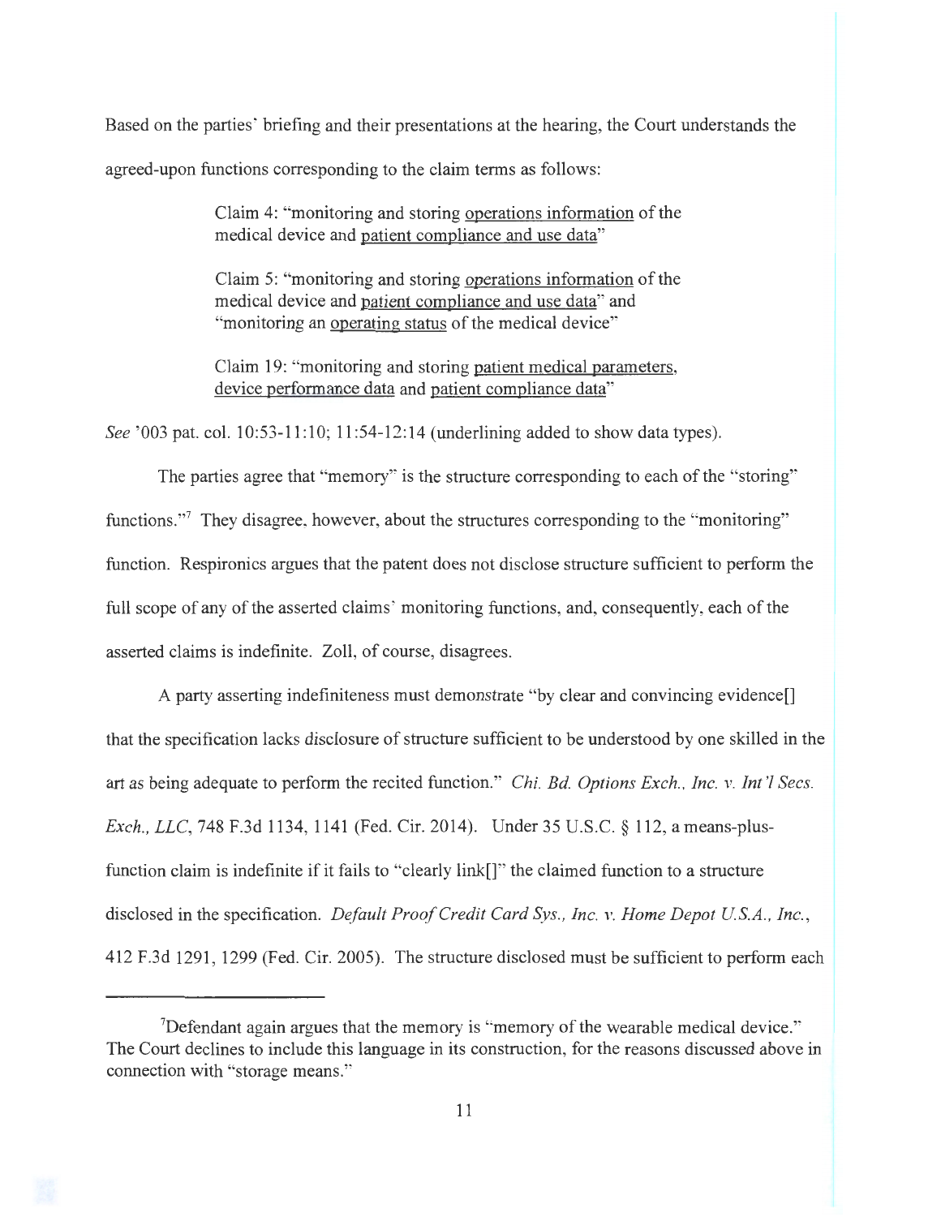Based on the parties' briefing and their presentations at the hearing, the Court understands the agreed-upon functions corresponding to the claim terms as follows:

> Claim 4: "monitoring and storing <u>operations information</u> of the medical device and <u>patient compliance and use data</u>"
>
> Claim 5: "monitoring and storing <u>operations information</u> of the medical device and <u>patient compliance and use data</u>" and "monitoring an <u>operating status</u> of the medical device"
>
> Claim 19: "monitoring and storing <u>patient medical parameters</u>, <u>device performance data</u> and <u>patient compliance data</u>"

*See* '003 pat. col. 10:53-11:10; 11:54-12:14 (underlining added to show data types).

The parties agree that "memory" is the structure corresponding to each of the "storing" functions."[7] They disagree, however, about the structures corresponding to the "monitoring" function. Respironics argues that the patent does not disclose structure sufficient to perform the full scope of any of the asserted claims' monitoring functions, and, consequently, each of the asserted claims is indefinite. Zoll, of course, disagrees.

A party asserting indefiniteness must demonstrate "by clear and convincing evidence[] that the specification lacks disclosure of structure sufficient to be understood by one skilled in the art as being adequate to perform the recited function." *Chi. Bd. Options Exch., Inc. v. Int'l Secs. Exch., LLC*, 748 F.3d 1134, 1141 (Fed. Cir. 2014). Under 35 U.S.C. § 112, a means-plus-function claim is indefinite if it fails to "clearly link[]" the claimed function to a structure disclosed in the specification. *Default Proof Credit Card Sys., Inc. v. Home Depot U.S.A., Inc.*, 412 F.3d 1291, 1299 (Fed. Cir. 2005). The structure disclosed must be sufficient to perform each

---

[7] Defendant again argues that the memory is "memory of the wearable medical device." The Court declines to include this language in its construction, for the reasons discussed above in connection with "storage means."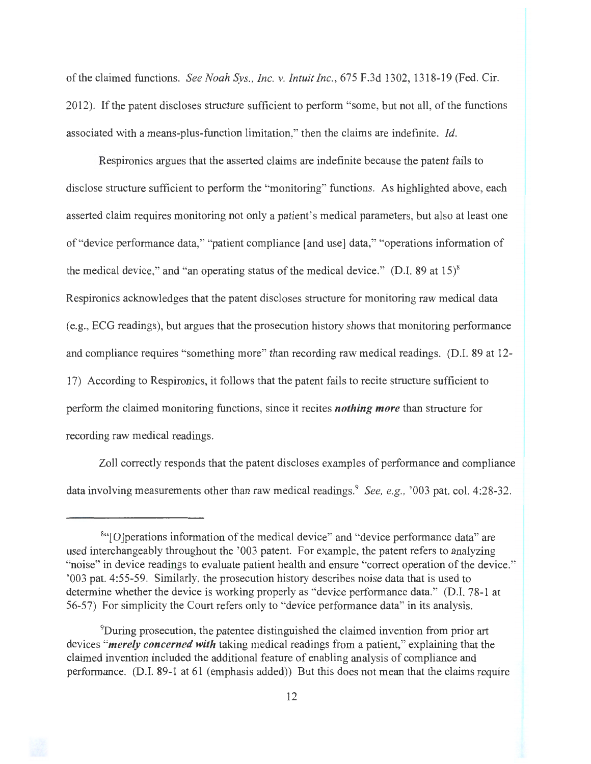of the claimed functions. *See Noah Sys., Inc. v. Intuit Inc.*, 675 F.3d 1302, 1318-19 (Fed. Cir. 2012). If the patent discloses structure sufficient to perform "some, but not all, of the functions associated with a means-plus-function limitation," then the claims are indefinite. *Id.*

Respironics argues that the asserted claims are indefinite because the patent fails to disclose structure sufficient to perform the "monitoring" functions. As highlighted above, each asserted claim requires monitoring not only a patient's medical parameters, but also at least one of "device performance data," "patient compliance [and use] data," "operations information of the medical device," and "an operating status of the medical device." (D.I. 89 at 15)[8] Respironics acknowledges that the patent discloses structure for monitoring raw medical data (e.g., ECG readings), but argues that the prosecution history shows that monitoring performance and compliance requires "something more" than recording raw medical readings. (D.I. 89 at 12-17) According to Respironics, it follows that the patent fails to recite structure sufficient to perform the claimed monitoring functions, since it recites ***nothing more*** than structure for recording raw medical readings.

Zoll correctly responds that the patent discloses examples of performance and compliance data involving measurements other than raw medical readings.[9] *See, e.g.*, '003 pat. col. 4:28-32.

---

[8]"[O]perations information of the medical device" and "device performance data" are used interchangeably throughout the '003 patent. For example, the patent refers to analyzing "noise" in device readings to evaluate patient health and ensure "correct operation of the device." '003 pat. 4:55-59. Similarly, the prosecution history describes noise data that is used to determine whether the device is working properly as "device performance data." (D.I. 78-1 at 56-57) For simplicity the Court refers only to "device performance data" in its analysis.

[9]During prosecution, the patentee distinguished the claimed invention from prior art devices "***merely concerned with*** taking medical readings from a patient," explaining that the claimed invention included the additional feature of enabling analysis of compliance and performance. (D.I. 89-1 at 61 (emphasis added)) But this does not mean that the claims require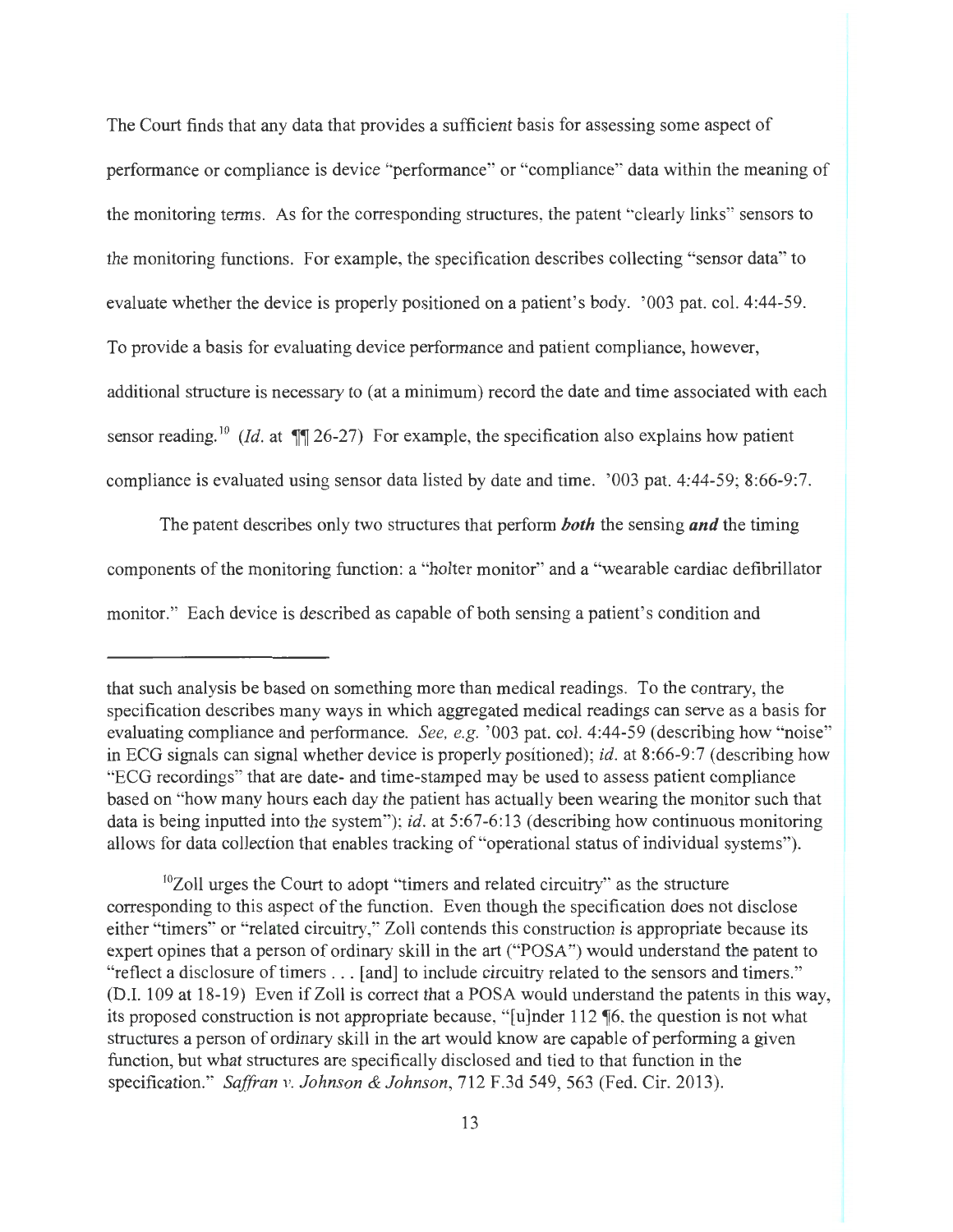The Court finds that any data that provides a sufficient basis for assessing some aspect of performance or compliance is device "performance" or "compliance" data within the meaning of the monitoring terms. As for the corresponding structures, the patent "clearly links" sensors to the monitoring functions. For example, the specification describes collecting "sensor data" to evaluate whether the device is properly positioned on a patient's body. '003 pat. col. 4:44-59. To provide a basis for evaluating device performance and patient compliance, however, additional structure is necessary to (at a minimum) record the date and time associated with each sensor reading.[10] (*Id.* at ¶¶ 26-27) For example, the specification also explains how patient compliance is evaluated using sensor data listed by date and time. '003 pat. 4:44-59; 8:66-9:7.

The patent describes only two structures that perform ***both*** the sensing ***and*** the timing components of the monitoring function: a "holter monitor" and a "wearable cardiac defibrillator monitor." Each device is described as capable of both sensing a patient's condition and

---

that such analysis be based on something more than medical readings. To the contrary, the specification describes many ways in which aggregated medical readings can serve as a basis for evaluating compliance and performance. *See, e.g.* '003 pat. col. 4:44-59 (describing how "noise" in ECG signals can signal whether device is properly positioned); *id.* at 8:66-9:7 (describing how "ECG recordings" that are date- and time-stamped may be used to assess patient compliance based on "how many hours each day the patient has actually been wearing the monitor such that data is being inputted into the system"); *id.* at 5:67-6:13 (describing how continuous monitoring allows for data collection that enables tracking of "operational status of individual systems").

[10] Zoll urges the Court to adopt "timers and related circuitry" as the structure corresponding to this aspect of the function. Even though the specification does not disclose either "timers" or "related circuitry," Zoll contends this construction is appropriate because its expert opines that a person of ordinary skill in the art ("POSA") would understand the patent to "reflect a disclosure of timers . . . [and] to include circuitry related to the sensors and timers." (D.I. 109 at 18-19) Even if Zoll is correct that a POSA would understand the patents in this way, its proposed construction is not appropriate because, "[u]nder 112 ¶6, the question is not what structures a person of ordinary skill in the art would know are capable of performing a given function, but what structures are specifically disclosed and tied to that function in the specification." *Saffran v. Johnson & Johnson*, 712 F.3d 549, 563 (Fed. Cir. 2013).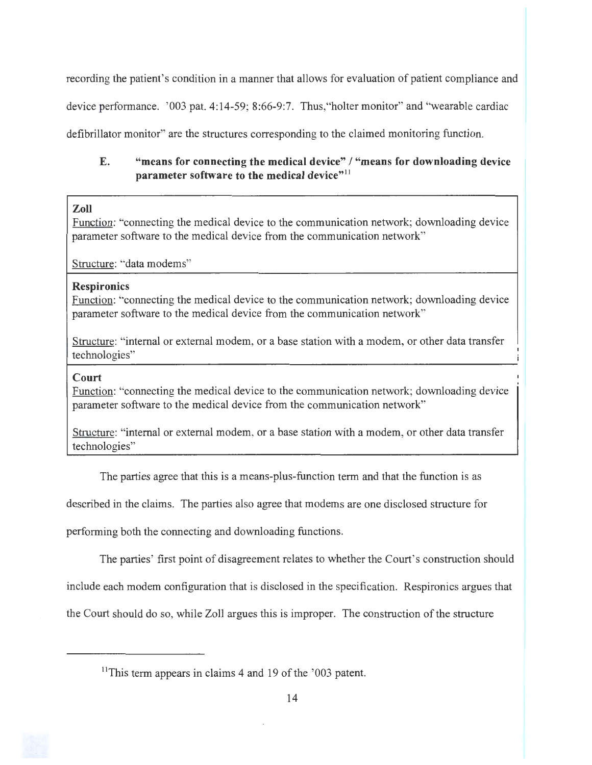recording the patient's condition in a manner that allows for evaluation of patient compliance and device performance. '003 pat. 4:14-59; 8:66-9:7. Thus,"holter monitor" and "wearable cardiac defibrillator monitor" are the structures corresponding to the claimed monitoring function.

### E. "means for connecting the medical device" / "means for downloading device parameter software to the medical device"[11]

| |
|---|
| **Zoll**<br>Function: "connecting the medical device to the communication network; downloading device parameter software to the medical device from the communication network"<br><br>Structure: "data modems" |
| **Respironics**<br>Function: "connecting the medical device to the communication network; downloading device parameter software to the medical device from the communication network"<br><br>Structure: "internal or external modem, or a base station with a modem, or other data transfer technologies" |
| **Court**<br>Function: "connecting the medical device to the communication network; downloading device parameter software to the medical device from the communication network"<br><br>Structure: "internal or external modem, or a base station with a modem, or other data transfer technologies" |

The parties agree that this is a means-plus-function term and that the function is as described in the claims. The parties also agree that modems are one disclosed structure for performing both the connecting and downloading functions.

The parties' first point of disagreement relates to whether the Court's construction should include each modem configuration that is disclosed in the specification. Respironics argues that the Court should do so, while Zoll argues this is improper. The construction of the structure

[11]This term appears in claims 4 and 19 of the '003 patent.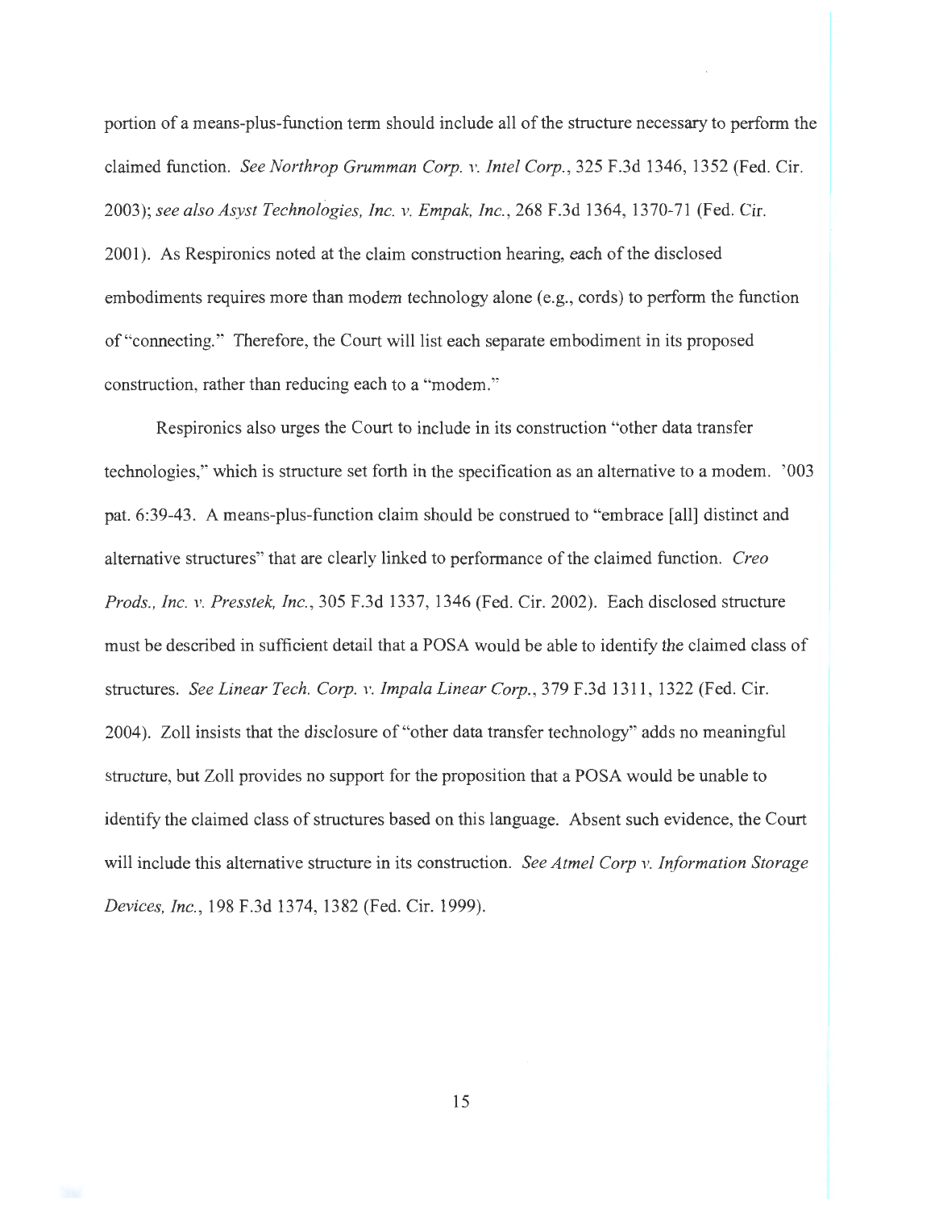portion of a means-plus-function term should include all of the structure necessary to perform the claimed function. *See Northrop Grumman Corp. v. Intel Corp.*, 325 F.3d 1346, 1352 (Fed. Cir. 2003); *see also Asyst Technologies, Inc. v. Empak, Inc.*, 268 F.3d 1364, 1370-71 (Fed. Cir. 2001). As Respironics noted at the claim construction hearing, each of the disclosed embodiments requires more than modem technology alone (e.g., cords) to perform the function of "connecting." Therefore, the Court will list each separate embodiment in its proposed construction, rather than reducing each to a "modem."

Respironics also urges the Court to include in its construction "other data transfer technologies," which is structure set forth in the specification as an alternative to a modem. '003 pat. 6:39-43. A means-plus-function claim should be construed to "embrace [all] distinct and alternative structures" that are clearly linked to performance of the claimed function. *Creo Prods., Inc. v. Presstek, Inc.*, 305 F.3d 1337, 1346 (Fed. Cir. 2002). Each disclosed structure must be described in sufficient detail that a POSA would be able to identify the claimed class of structures. *See Linear Tech. Corp. v. Impala Linear Corp.*, 379 F.3d 1311, 1322 (Fed. Cir. 2004). Zoll insists that the disclosure of "other data transfer technology" adds no meaningful structure, but Zoll provides no support for the proposition that a POSA would be unable to identify the claimed class of structures based on this language. Absent such evidence, the Court will include this alternative structure in its construction. *See Atmel Corp v. Information Storage Devices, Inc.*, 198 F.3d 1374, 1382 (Fed. Cir. 1999).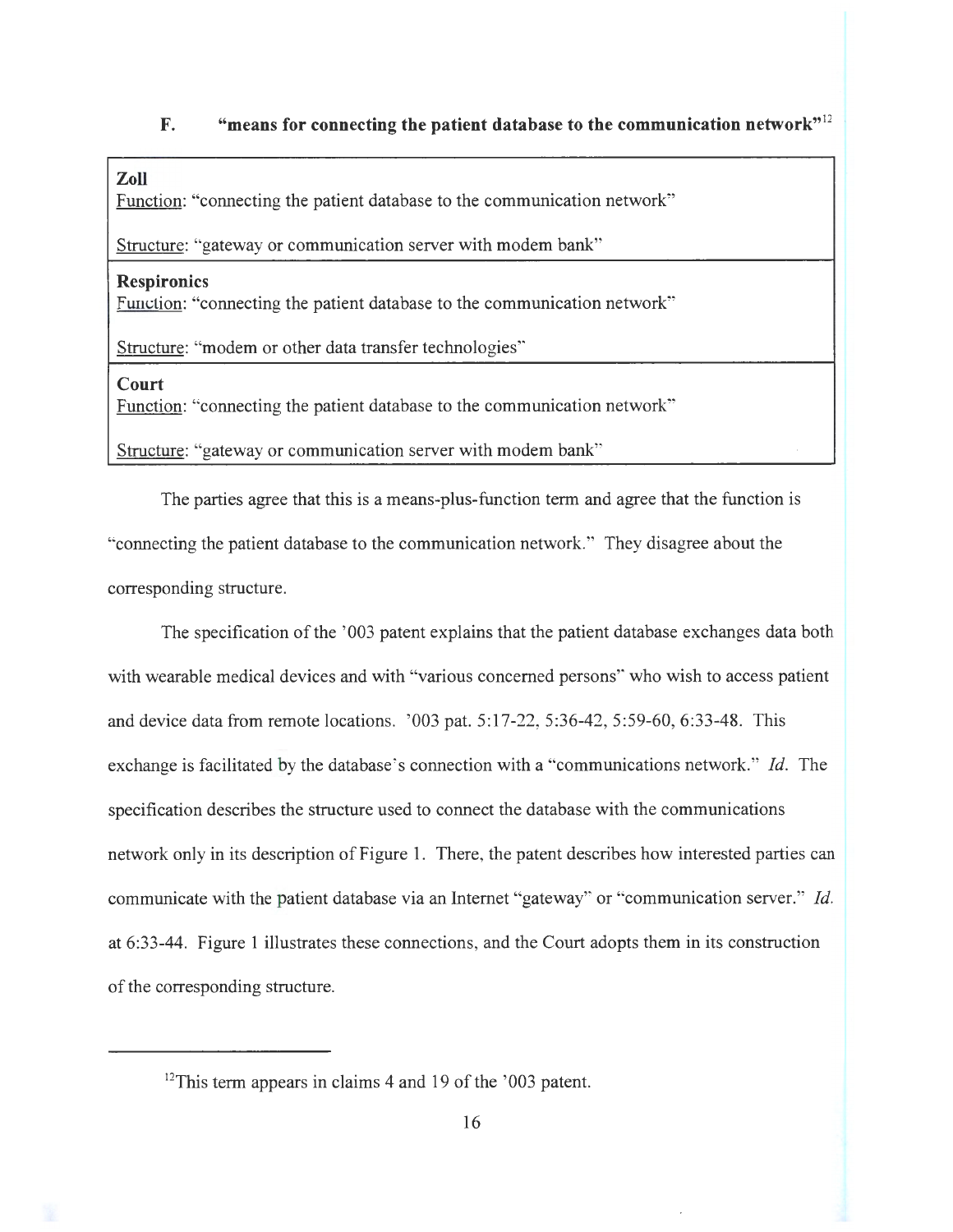### F. "means for connecting the patient database to the communication network"[12]

| |
|---|
| **Zoll**<br>Function: "connecting the patient database to the communication network"<br><br>Structure: "gateway or communication server with modem bank" |
| **Respironics**<br>Function: "connecting the patient database to the communication network"<br><br>Structure: "modem or other data transfer technologies" |
| **Court**<br>Function: "connecting the patient database to the communication network"<br><br>Structure: "gateway or communication server with modem bank" |

The parties agree that this is a means-plus-function term and agree that the function is "connecting the patient database to the communication network." They disagree about the corresponding structure.

The specification of the '003 patent explains that the patient database exchanges data both with wearable medical devices and with "various concerned persons" who wish to access patient and device data from remote locations. '003 pat. 5:17-22, 5:36-42, 5:59-60, 6:33-48. This exchange is facilitated by the database's connection with a "communications network." *Id.* The specification describes the structure used to connect the database with the communications network only in its description of Figure 1. There, the patent describes how interested parties can communicate with the patient database via an Internet "gateway" or "communication server." *Id.* at 6:33-44. Figure 1 illustrates these connections, and the Court adopts them in its construction of the corresponding structure.

---

[12]This term appears in claims 4 and 19 of the '003 patent.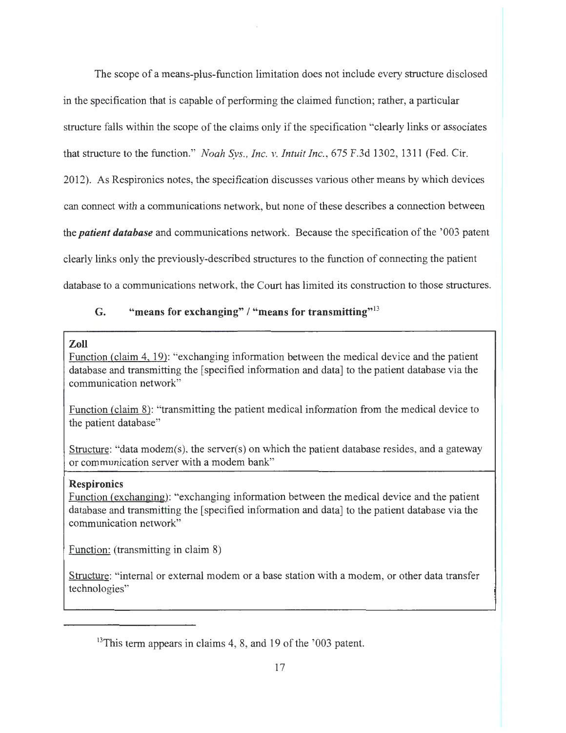The scope of a means-plus-function limitation does not include every structure disclosed in the specification that is capable of performing the claimed function; rather, a particular structure falls within the scope of the claims only if the specification "clearly links or associates that structure to the function." *Noah Sys., Inc. v. Intuit Inc.*, 675 F.3d 1302, 1311 (Fed. Cir. 2012). As Respironics notes, the specification discusses various other means by which devices can connect with a communications network, but none of these describes a connection between the ***patient database*** and communications network. Because the specification of the '003 patent clearly links only the previously-described structures to the function of connecting the patient database to a communications network, the Court has limited its construction to those structures.

### G. "means for exchanging" / "means for transmitting"[13]

**Zoll**

Function (claim 4, 19): "exchanging information between the medical device and the patient database and transmitting the [specified information and data] to the patient database via the communication network"

Function (claim 8): "transmitting the patient medical information from the medical device to the patient database"

Structure: "data modem(s), the server(s) on which the patient database resides, and a gateway or communication server with a modem bank"

**Respironics**

Function (exchanging): "exchanging information between the medical device and the patient database and transmitting the [specified information and data] to the patient database via the communication network"

Function: (transmitting in claim 8)

Structure: "internal or external modem or a base station with a modem, or other data transfer technologies"

---

[13] This term appears in claims 4, 8, and 19 of the '003 patent.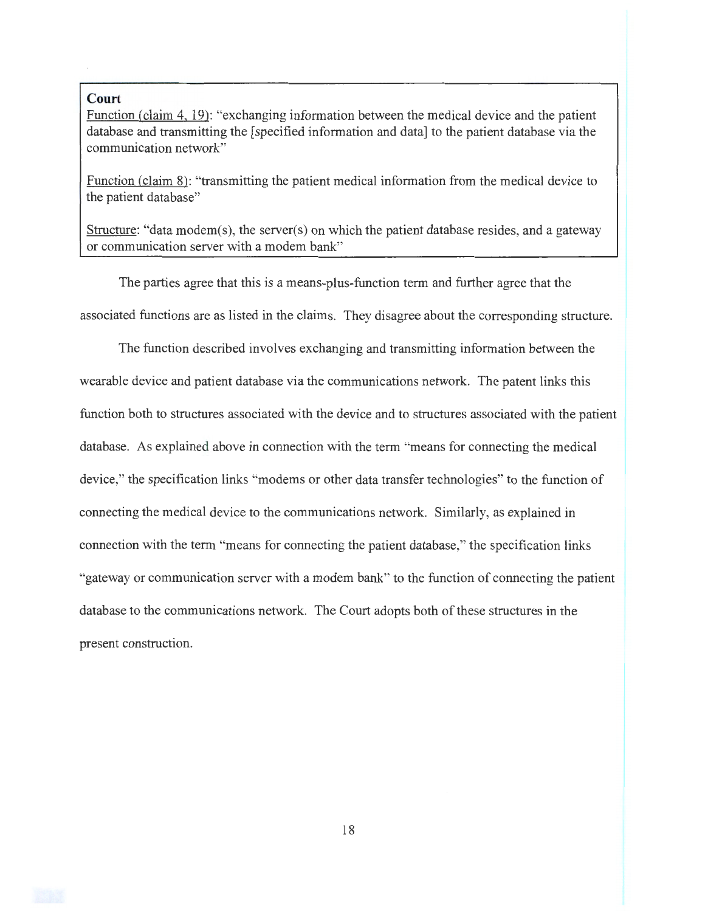**Court**

Function (claim 4, 19): "exchanging information between the medical device and the patient database and transmitting the [specified information and data] to the patient database via the communication network"

Function (claim 8): "transmitting the patient medical information from the medical device to the patient database"

Structure: "data modem(s), the server(s) on which the patient database resides, and a gateway or communication server with a modem bank"

The parties agree that this is a means-plus-function term and further agree that the associated functions are as listed in the claims. They disagree about the corresponding structure.

The function described involves exchanging and transmitting information between the wearable device and patient database via the communications network. The patent links this function both to structures associated with the device and to structures associated with the patient database. As explained above in connection with the term "means for connecting the medical device," the specification links "modems or other data transfer technologies" to the function of connecting the medical device to the communications network. Similarly, as explained in connection with the term "means for connecting the patient database," the specification links "gateway or communication server with a modem bank" to the function of connecting the patient database to the communications network. The Court adopts both of these structures in the present construction.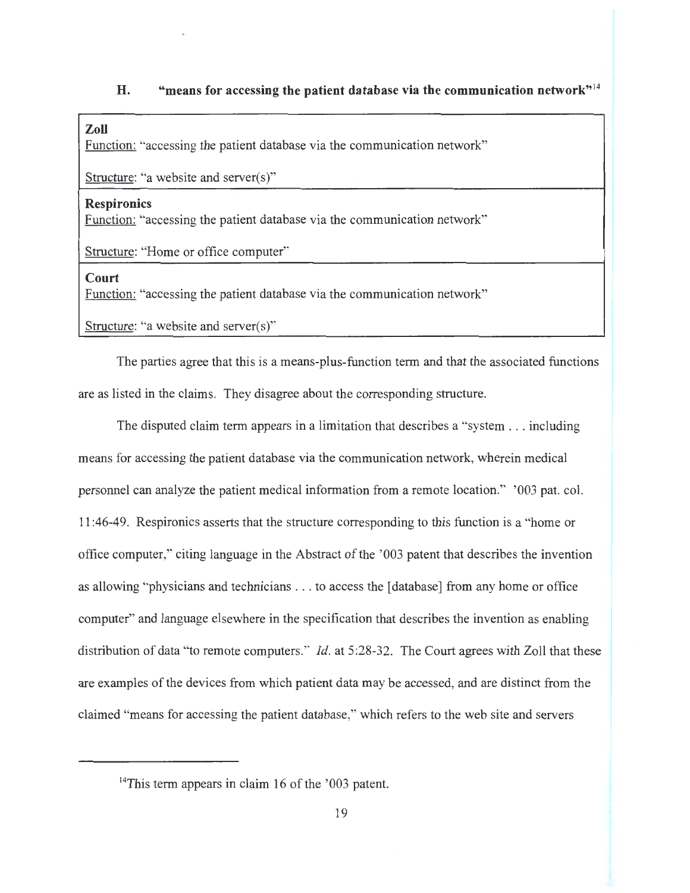### H. "means for accessing the patient database via the communication network"[14]

| |
|---|
| **Zoll**<br>Function: "accessing the patient database via the communication network"<br><br>Structure: "a website and server(s)" |
| **Respironics**<br>Function: "accessing the patient database via the communication network"<br><br>Structure: "Home or office computer" |
| **Court**<br>Function: "accessing the patient database via the communication network"<br><br>Structure: "a website and server(s)" |

The parties agree that this is a means-plus-function term and that the associated functions are as listed in the claims. They disagree about the corresponding structure.

The disputed claim term appears in a limitation that describes a "system . . . including means for accessing the patient database via the communication network, wherein medical personnel can analyze the patient medical information from a remote location." '003 pat. col. 11:46-49. Respironics asserts that the structure corresponding to this function is a "home or office computer," citing language in the Abstract of the '003 patent that describes the invention as allowing "physicians and technicians . . . to access the [database] from any home or office computer" and language elsewhere in the specification that describes the invention as enabling distribution of data "to remote computers." *Id.* at 5:28-32. The Court agrees with Zoll that these are examples of the devices from which patient data may be accessed, and are distinct from the claimed "means for accessing the patient database," which refers to the web site and servers

---

[14] This term appears in claim 16 of the '003 patent.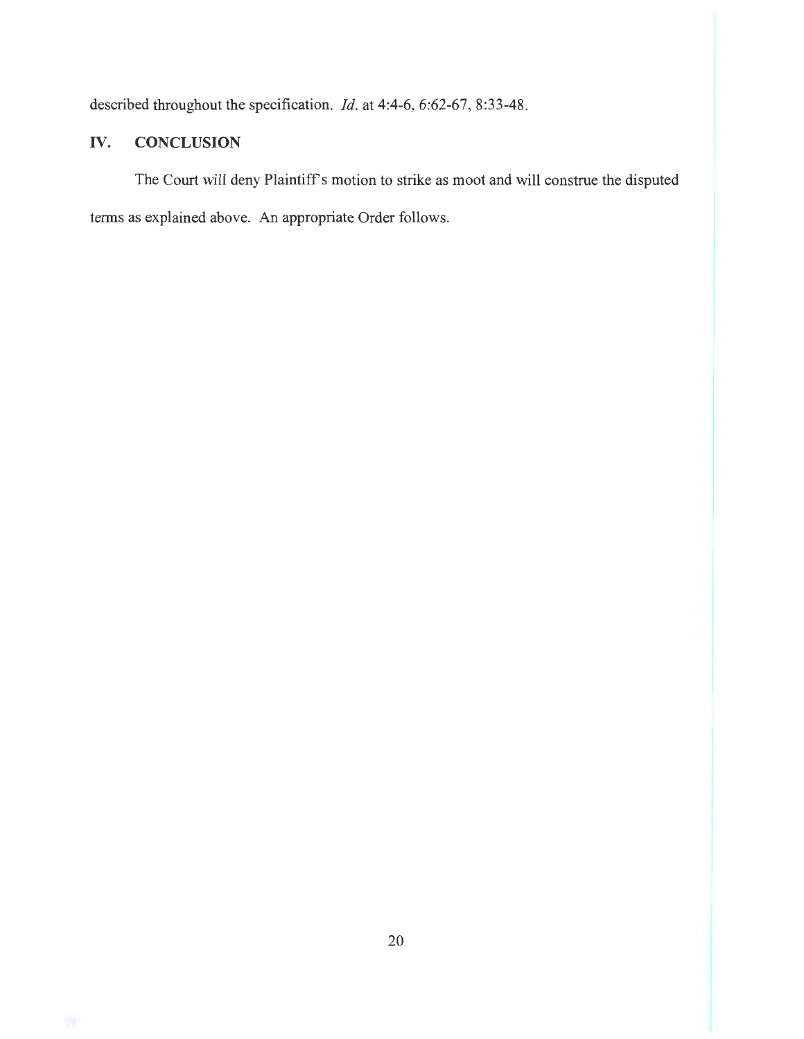described throughout the specification. *Id.* at 4:4-6, 6:62-67, 8:33-48.

## IV. CONCLUSION

The Court will deny Plaintiff's motion to strike as moot and will construe the disputed terms as explained above. An appropriate Order follows.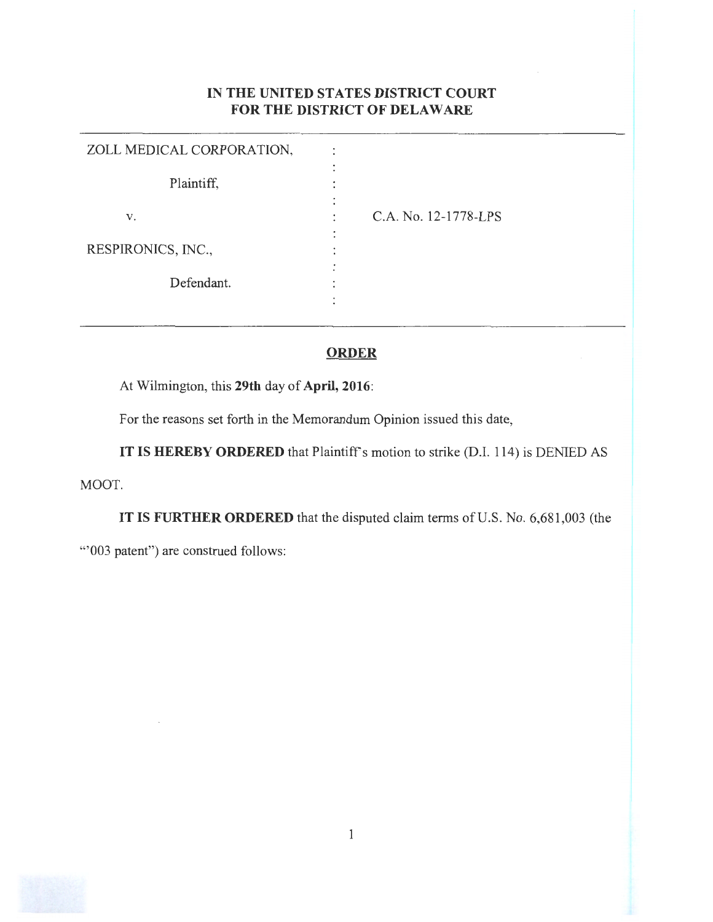# IN THE UNITED STATES DISTRICT COURT
# FOR THE DISTRICT OF DELAWARE

| | | |
|---|---|---|
| ZOLL MEDICAL CORPORATION, | : | |
| Plaintiff, | : | |
| v. | : | C.A. No. 12-1778-LPS |
| RESPIRONICS, INC., | : | |
| Defendant. | : | |

## ORDER

At Wilmington, this **29th** day of **April, 2016**:

For the reasons set forth in the Memorandum Opinion issued this date,

**IT IS HEREBY ORDERED** that Plaintiff's motion to strike (D.I. 114) is DENIED AS MOOT.

**IT IS FURTHER ORDERED** that the disputed claim terms of U.S. No. 6,681,003 (the "'003 patent") are construed follows: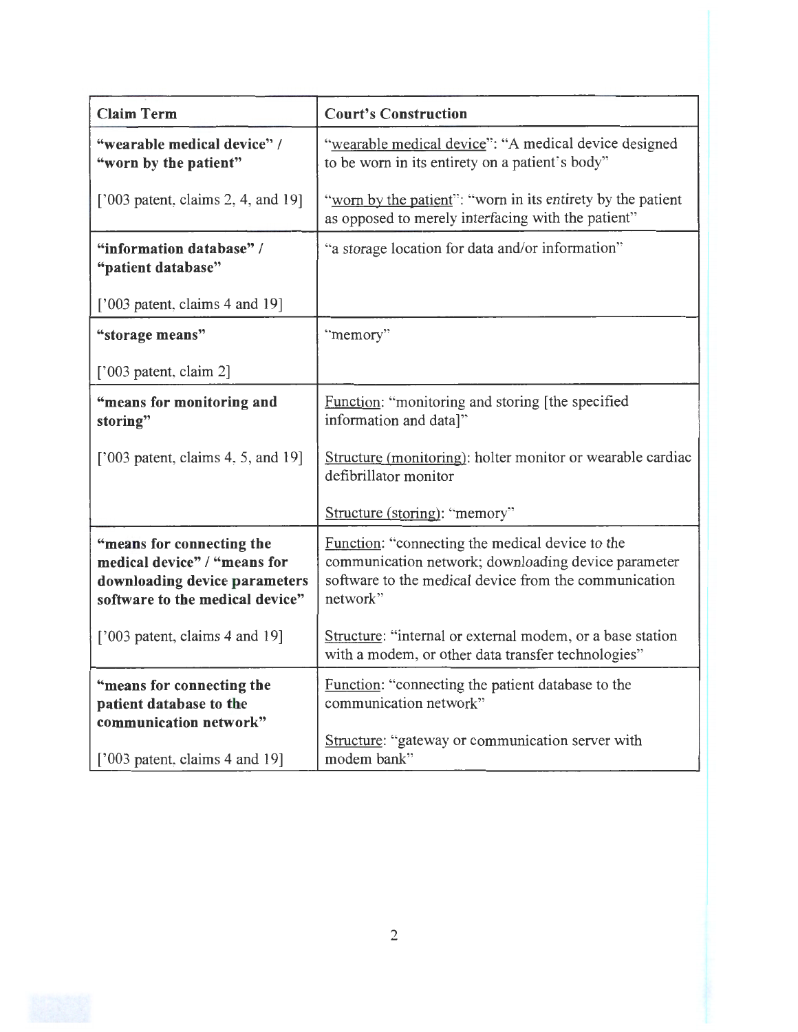| Claim Term | Court's Construction |
|---|---|
| **"wearable medical device" / "worn by the patient"**<br><br>['003 patent, claims 2, 4, and 19] | "wearable medical device": "A medical device designed to be worn in its entirety on a patient's body"<br><br>"worn by the patient": "worn in its entirety by the patient as opposed to merely interfacing with the patient" |
| **"information database" / "patient database"**<br><br>['003 patent, claims 4 and 19] | "a storage location for data and/or information" |
| **"storage means"**<br><br>['003 patent, claim 2] | "memory" |
| **"means for monitoring and storing"**<br><br>['003 patent, claims 4, 5, and 19] | Function: "monitoring and storing [the specified information and data]"<br><br>Structure (monitoring): holter monitor or wearable cardiac defibrillator monitor<br><br>Structure (storing): "memory" |
| **"means for connecting the medical device" / "means for downloading device parameters software to the medical device"**<br><br>['003 patent, claims 4 and 19] | Function: "connecting the medical device to the communication network; downloading device parameter software to the medical device from the communication network"<br><br>Structure: "internal or external modem, or a base station with a modem, or other data transfer technologies" |
| **"means for connecting the patient database to the communication network"**<br><br>['003 patent, claims 4 and 19] | Function: "connecting the patient database to the communication network"<br><br>Structure: "gateway or communication server with modem bank" |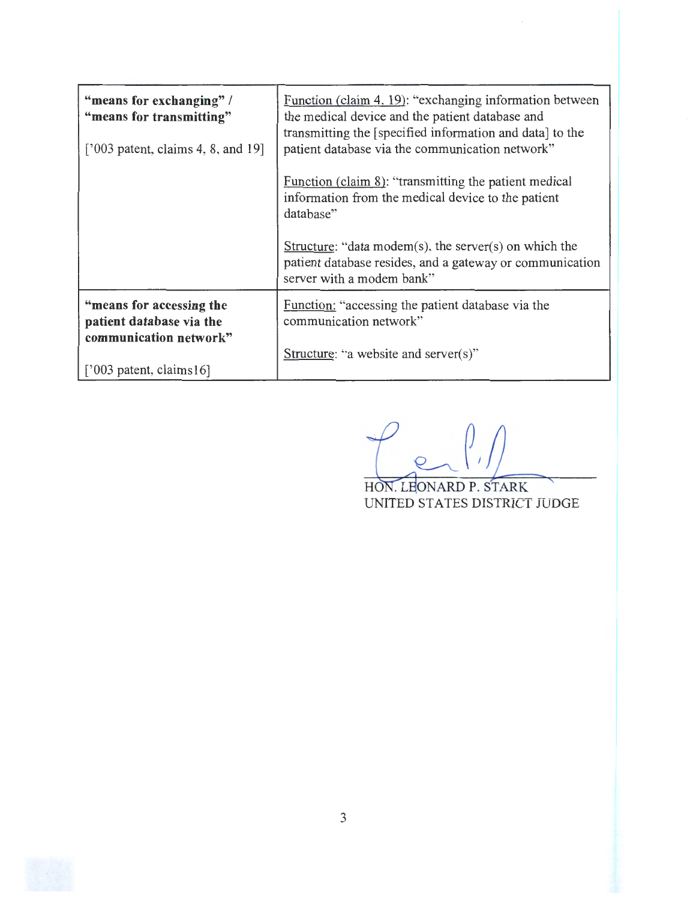| | |
|---|---|
| **"means for exchanging" / "means for transmitting"**<br><br>['003 patent, claims 4, 8, and 19] | <u>Function (claim 4, 19)</u>: "exchanging information between the medical device and the patient database and transmitting the [specified information and data] to the patient database via the communication network"<br><br><u>Function (claim 8)</u>: "transmitting the patient medical information from the medical device to the patient database"<br><br><u>Structure</u>: "data modem(s), the server(s) on which the patient database resides, and a gateway or communication server with a modem bank" |
| **"means for accessing the patient database via the communication network"**<br><br>['003 patent, claims16] | <u>Function:</u> "accessing the patient database via the communication network"<br><br><u>Structure</u>: "a website and server(s)" |

HON. LEONARD P. STARK
UNITED STATES DISTRICT JUDGE